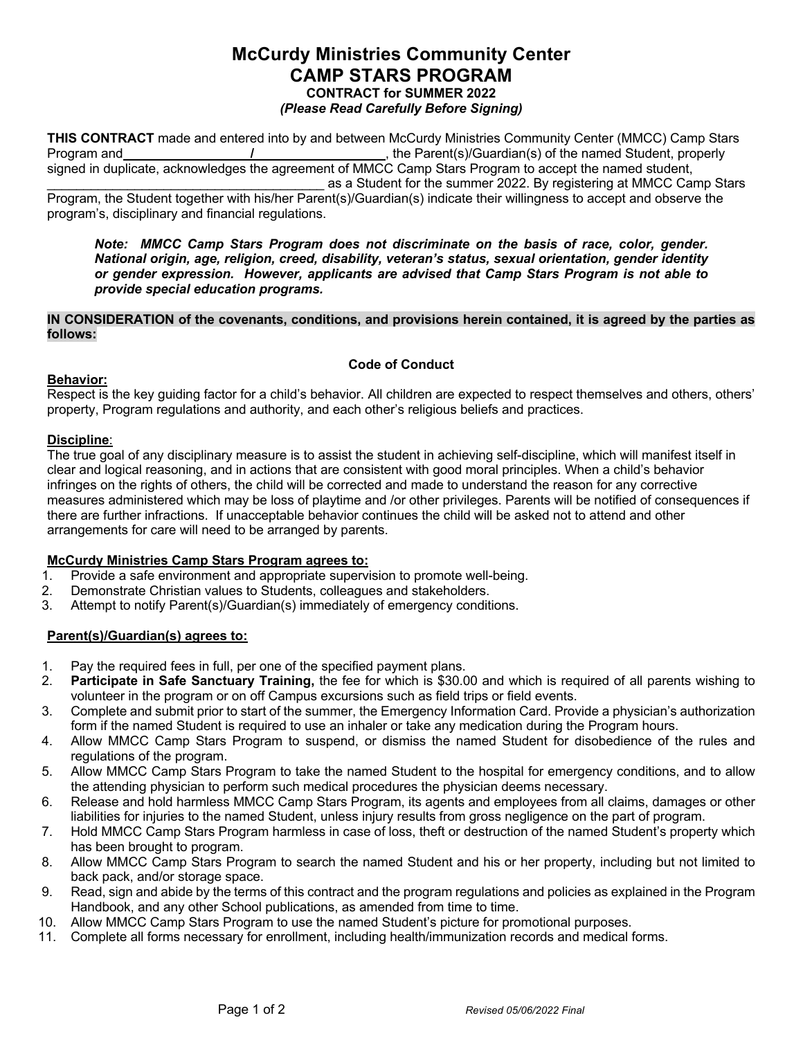# McCurdy Ministries Community Center
# CAMP STARS PROGRAM
### CONTRACT for SUMMER 2022
*(Please Read Carefully Before Signing)*

**THIS CONTRACT** made and entered into by and between McCurdy Ministries Community Center (MMCC) Camp Stars Program and ________________/__________________, the Parent(s)/Guardian(s) of the named Student, properly signed in duplicate, acknowledges the agreement of MMCC Camp Stars Program to accept the named student, ______________________________________ as a Student for the summer 2022. By registering at MMCC Camp Stars Program, the Student together with his/her Parent(s)/Guardian(s) indicate their willingness to accept and observe the program's, disciplinary and financial regulations.

> ***Note: MMCC Camp Stars Program does not discriminate on the basis of race, color, gender. National origin, age, religion, creed, disability, veteran's status, sexual orientation, gender identity or gender expression. However, applicants are advised that Camp Stars Program is not able to provide special education programs.***

**IN CONSIDERATION of the covenants, conditions, and provisions herein contained, it is agreed by the parties as follows:**

**Code of Conduct**

**Behavior:**

Respect is the key guiding factor for a child's behavior. All children are expected to respect themselves and others, others' property, Program regulations and authority, and each other's religious beliefs and practices.

**Discipline**:

The true goal of any disciplinary measure is to assist the student in achieving self-discipline, which will manifest itself in clear and logical reasoning, and in actions that are consistent with good moral principles. When a child's behavior infringes on the rights of others, the child will be corrected and made to understand the reason for any corrective measures administered which may be loss of playtime and /or other privileges. Parents will be notified of consequences if there are further infractions. If unacceptable behavior continues the child will be asked not to attend and other arrangements for care will need to be arranged by parents.

**McCurdy Ministries Camp Stars Program agrees to:**

1. Provide a safe environment and appropriate supervision to promote well-being.
2. Demonstrate Christian values to Students, colleagues and stakeholders.
3. Attempt to notify Parent(s)/Guardian(s) immediately of emergency conditions.

**Parent(s)/Guardian(s) agrees to:**

1. Pay the required fees in full, per one of the specified payment plans.
2. **Participate in Safe Sanctuary Training,** the fee for which is $30.00 and which is required of all parents wishing to volunteer in the program or on off Campus excursions such as field trips or field events.
3. Complete and submit prior to start of the summer, the Emergency Information Card. Provide a physician's authorization form if the named Student is required to use an inhaler or take any medication during the Program hours.
4. Allow MMCC Camp Stars Program to suspend, or dismiss the named Student for disobedience of the rules and regulations of the program.
5. Allow MMCC Camp Stars Program to take the named Student to the hospital for emergency conditions, and to allow the attending physician to perform such medical procedures the physician deems necessary.
6. Release and hold harmless MMCC Camp Stars Program, its agents and employees from all claims, damages or other liabilities for injuries to the named Student, unless injury results from gross negligence on the part of program.
7. Hold MMCC Camp Stars Program harmless in case of loss, theft or destruction of the named Student's property which has been brought to program.
8. Allow MMCC Camp Stars Program to search the named Student and his or her property, including but not limited to back pack, and/or storage space.
9. Read, sign and abide by the terms of this contract and the program regulations and policies as explained in the Program Handbook, and any other School publications, as amended from time to time.
10. Allow MMCC Camp Stars Program to use the named Student's picture for promotional purposes.
11. Complete all forms necessary for enrollment, including health/immunization records and medical forms.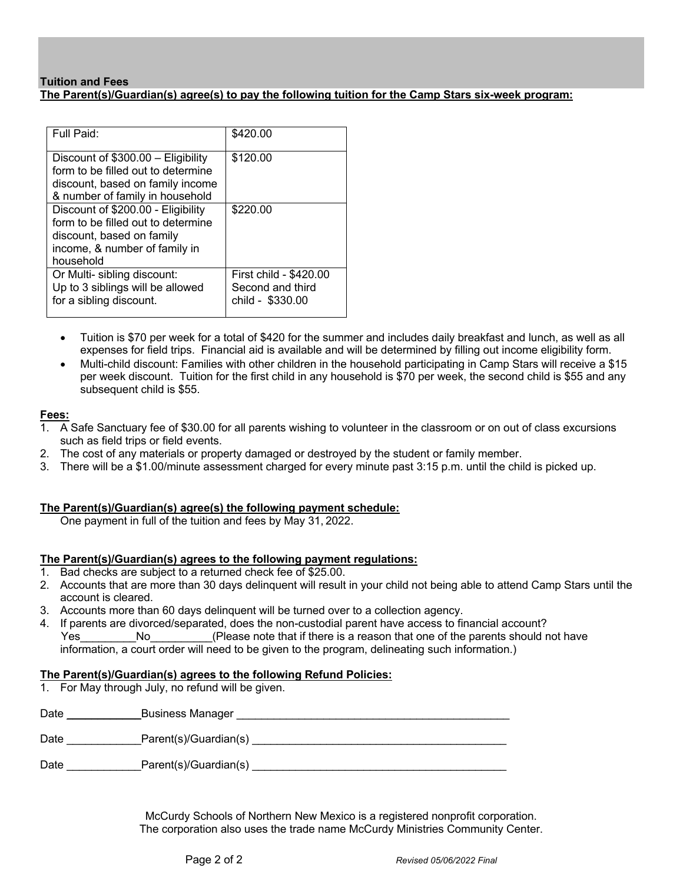**Tuition and Fees**

**The Parent(s)/Guardian(s) agree(s) to pay the following tuition for the Camp Stars six-week program:**

| | |
|---|---|
| Full Paid: | $420.00 |
| Discount of $300.00 – Eligibility form to be filled out to determine discount, based on family income & number of family in household | $120.00 |
| Discount of $200.00 - Eligibility form to be filled out to determine discount, based on family income, & number of family in household | $220.00 |
| Or Multi- sibling discount: Up to 3 siblings will be allowed for a sibling discount. | First child - $420.00 Second and third child - $330.00 |

- Tuition is $70 per week for a total of $420 for the summer and includes daily breakfast and lunch, as well as all expenses for field trips. Financial aid is available and will be determined by filling out income eligibility form.
- Multi-child discount: Families with other children in the household participating in Camp Stars will receive a $15 per week discount. Tuition for the first child in any household is $70 per week, the second child is $55 and any subsequent child is $55.

**Fees:**

1. A Safe Sanctuary fee of $30.00 for all parents wishing to volunteer in the classroom or on out of class excursions such as field trips or field events.
2. The cost of any materials or property damaged or destroyed by the student or family member.
3. There will be a $1.00/minute assessment charged for every minute past 3:15 p.m. until the child is picked up.

**The Parent(s)/Guardian(s) agree(s) the following payment schedule:**

One payment in full of the tuition and fees by May 31, 2022.

**The Parent(s)/Guardian(s) agrees to the following payment regulations:**

1. Bad checks are subject to a returned check fee of $25.00.
2. Accounts that are more than 30 days delinquent will result in your child not being able to attend Camp Stars until the account is cleared.
3. Accounts more than 60 days delinquent will be turned over to a collection agency.
4. If parents are divorced/separated, does the non-custodial parent have access to financial account? Yes_________No__________(Please note that if there is a reason that one of the parents should not have information, a court order will need to be given to the program, delineating such information.)

**The Parent(s)/Guardian(s) agrees to the following Refund Policies:**

1. For May through July, no refund will be given.

Date ____________Business Manager ______________________________________________

Date ____________Parent(s)/Guardian(s) ___________________________________________

Date ____________Parent(s)/Guardian(s) ___________________________________________

McCurdy Schools of Northern New Mexico is a registered nonprofit corporation.
The corporation also uses the trade name McCurdy Ministries Community Center.

*Revised 05/06/2022 Final*